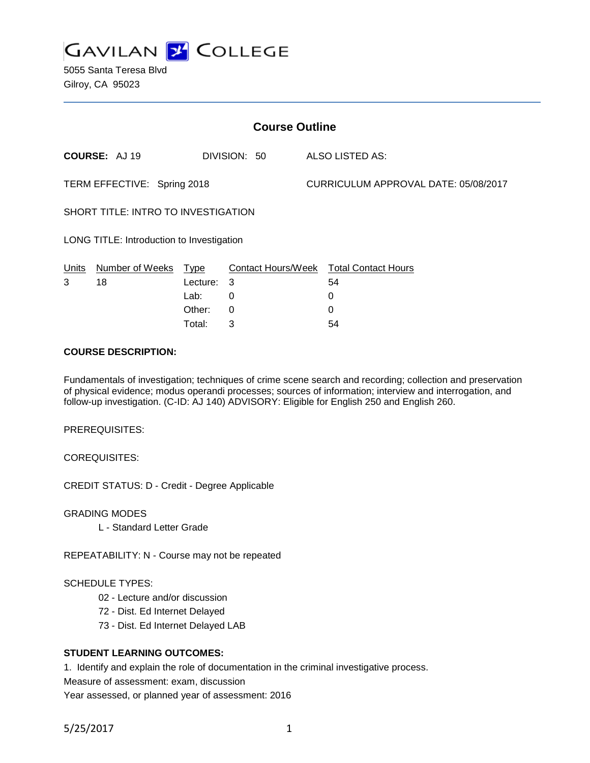GAVILAN COLLEGE

5055 Santa Teresa Blvd
Gilroy, CA 95023

## Course Outline

**COURSE:** AJ 19 DIVISION: 50 ALSO LISTED AS:

TERM EFFECTIVE: Spring 2018 CURRICULUM APPROVAL DATE: 05/08/2017

SHORT TITLE: INTRO TO INVESTIGATION

LONG TITLE: Introduction to Investigation

| Units | Number of Weeks | Type | Contact Hours/Week | Total Contact Hours |
|---|---|---|---|---|
| 3 | 18 | Lecture: | 3 | 54 |
| | | Lab: | 0 | 0 |
| | | Other: | 0 | 0 |
| | | Total: | 3 | 54 |

**COURSE DESCRIPTION:**

Fundamentals of investigation; techniques of crime scene search and recording; collection and preservation of physical evidence; modus operandi processes; sources of information; interview and interrogation, and follow-up investigation. (C-ID: AJ 140) ADVISORY: Eligible for English 250 and English 260.

PREREQUISITES:

COREQUISITES:

CREDIT STATUS: D - Credit - Degree Applicable

GRADING MODES

L - Standard Letter Grade

REPEATABILITY: N - Course may not be repeated

SCHEDULE TYPES:

02 - Lecture and/or discussion
72 - Dist. Ed Internet Delayed
73 - Dist. Ed Internet Delayed LAB

**STUDENT LEARNING OUTCOMES:**

1. Identify and explain the role of documentation in the criminal investigative process.
Measure of assessment: exam, discussion
Year assessed, or planned year of assessment: 2016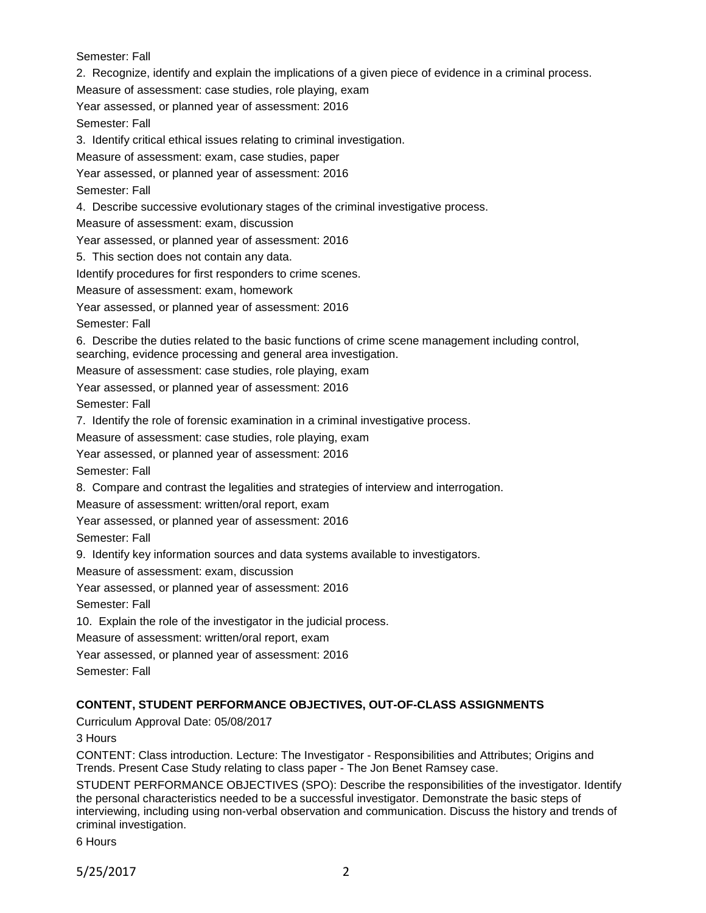Semester: Fall

2. Recognize, identify and explain the implications of a given piece of evidence in a criminal process.

Measure of assessment: case studies, role playing, exam

Year assessed, or planned year of assessment: 2016

Semester: Fall

3. Identify critical ethical issues relating to criminal investigation.

Measure of assessment: exam, case studies, paper

Year assessed, or planned year of assessment: 2016

Semester: Fall

4. Describe successive evolutionary stages of the criminal investigative process.

Measure of assessment: exam, discussion

Year assessed, or planned year of assessment: 2016

5. This section does not contain any data.

Identify procedures for first responders to crime scenes.

Measure of assessment: exam, homework

Year assessed, or planned year of assessment: 2016

Semester: Fall

6. Describe the duties related to the basic functions of crime scene management including control, searching, evidence processing and general area investigation.

Measure of assessment: case studies, role playing, exam

Year assessed, or planned year of assessment: 2016

Semester: Fall

7. Identify the role of forensic examination in a criminal investigative process.

Measure of assessment: case studies, role playing, exam

Year assessed, or planned year of assessment: 2016

Semester: Fall

8. Compare and contrast the legalities and strategies of interview and interrogation.

Measure of assessment: written/oral report, exam

Year assessed, or planned year of assessment: 2016

Semester: Fall

9. Identify key information sources and data systems available to investigators.

Measure of assessment: exam, discussion

Year assessed, or planned year of assessment: 2016

Semester: Fall

10. Explain the role of the investigator in the judicial process.

Measure of assessment: written/oral report, exam

Year assessed, or planned year of assessment: 2016

Semester: Fall

**CONTENT, STUDENT PERFORMANCE OBJECTIVES, OUT-OF-CLASS ASSIGNMENTS**

Curriculum Approval Date: 05/08/2017

3 Hours

CONTENT: Class introduction. Lecture: The Investigator - Responsibilities and Attributes; Origins and Trends. Present Case Study relating to class paper - The Jon Benet Ramsey case.

STUDENT PERFORMANCE OBJECTIVES (SPO): Describe the responsibilities of the investigator. Identify the personal characteristics needed to be a successful investigator. Demonstrate the basic steps of interviewing, including using non-verbal observation and communication. Discuss the history and trends of criminal investigation.

6 Hours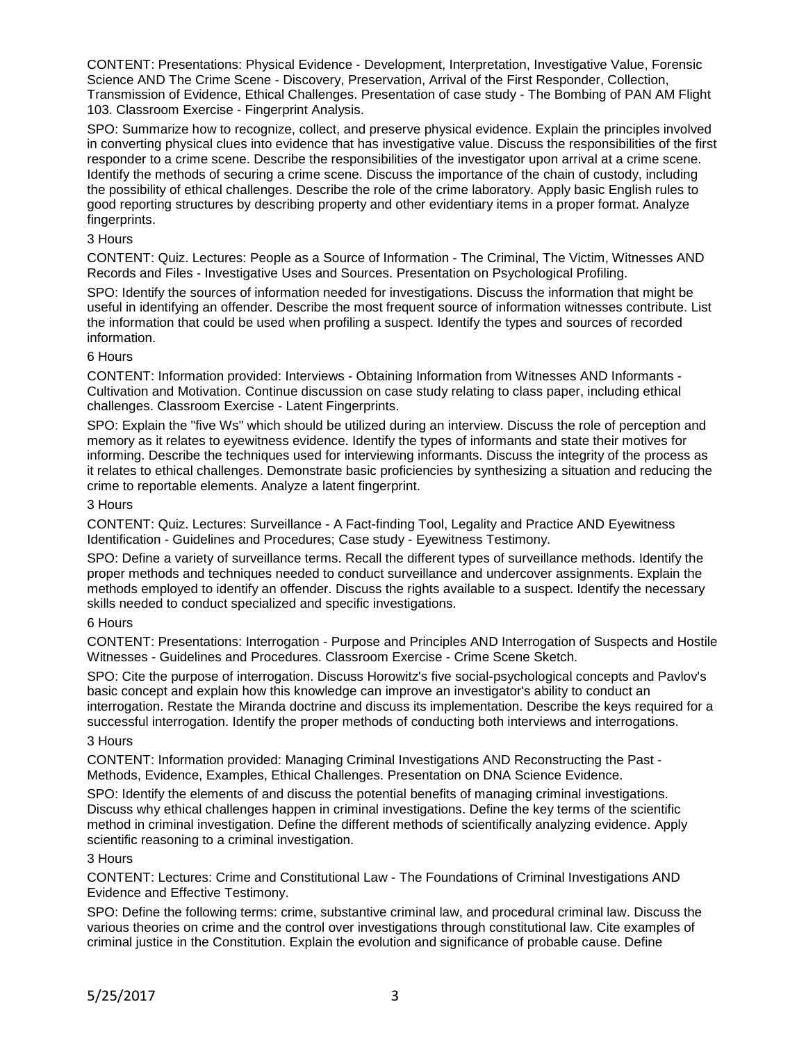CONTENT: Presentations: Physical Evidence - Development, Interpretation, Investigative Value, Forensic Science AND The Crime Scene - Discovery, Preservation, Arrival of the First Responder, Collection, Transmission of Evidence, Ethical Challenges. Presentation of case study - The Bombing of PAN AM Flight 103. Classroom Exercise - Fingerprint Analysis.

SPO: Summarize how to recognize, collect, and preserve physical evidence. Explain the principles involved in converting physical clues into evidence that has investigative value. Discuss the responsibilities of the first responder to a crime scene. Describe the responsibilities of the investigator upon arrival at a crime scene. Identify the methods of securing a crime scene. Discuss the importance of the chain of custody, including the possibility of ethical challenges. Describe the role of the crime laboratory. Apply basic English rules to good reporting structures by describing property and other evidentiary items in a proper format. Analyze fingerprints.

3 Hours

CONTENT: Quiz. Lectures: People as a Source of Information - The Criminal, The Victim, Witnesses AND Records and Files - Investigative Uses and Sources. Presentation on Psychological Profiling.

SPO: Identify the sources of information needed for investigations. Discuss the information that might be useful in identifying an offender. Describe the most frequent source of information witnesses contribute. List the information that could be used when profiling a suspect. Identify the types and sources of recorded information.

6 Hours

CONTENT: Information provided: Interviews - Obtaining Information from Witnesses AND Informants - Cultivation and Motivation. Continue discussion on case study relating to class paper, including ethical challenges. Classroom Exercise - Latent Fingerprints.

SPO: Explain the "five Ws" which should be utilized during an interview. Discuss the role of perception and memory as it relates to eyewitness evidence. Identify the types of informants and state their motives for informing. Describe the techniques used for interviewing informants. Discuss the integrity of the process as it relates to ethical challenges. Demonstrate basic proficiencies by synthesizing a situation and reducing the crime to reportable elements. Analyze a latent fingerprint.

3 Hours

CONTENT: Quiz. Lectures: Surveillance - A Fact-finding Tool, Legality and Practice AND Eyewitness Identification - Guidelines and Procedures; Case study - Eyewitness Testimony.

SPO: Define a variety of surveillance terms. Recall the different types of surveillance methods. Identify the proper methods and techniques needed to conduct surveillance and undercover assignments. Explain the methods employed to identify an offender. Discuss the rights available to a suspect. Identify the necessary skills needed to conduct specialized and specific investigations.

6 Hours

CONTENT: Presentations: Interrogation - Purpose and Principles AND Interrogation of Suspects and Hostile Witnesses - Guidelines and Procedures. Classroom Exercise - Crime Scene Sketch.

SPO: Cite the purpose of interrogation. Discuss Horowitz's five social-psychological concepts and Pavlov's basic concept and explain how this knowledge can improve an investigator's ability to conduct an interrogation. Restate the Miranda doctrine and discuss its implementation. Describe the keys required for a successful interrogation. Identify the proper methods of conducting both interviews and interrogations.

3 Hours

CONTENT: Information provided: Managing Criminal Investigations AND Reconstructing the Past - Methods, Evidence, Examples, Ethical Challenges. Presentation on DNA Science Evidence.

SPO: Identify the elements of and discuss the potential benefits of managing criminal investigations. Discuss why ethical challenges happen in criminal investigations. Define the key terms of the scientific method in criminal investigation. Define the different methods of scientifically analyzing evidence. Apply scientific reasoning to a criminal investigation.

3 Hours

CONTENT: Lectures: Crime and Constitutional Law - The Foundations of Criminal Investigations AND Evidence and Effective Testimony.

SPO: Define the following terms: crime, substantive criminal law, and procedural criminal law. Discuss the various theories on crime and the control over investigations through constitutional law. Cite examples of criminal justice in the Constitution. Explain the evolution and significance of probable cause. Define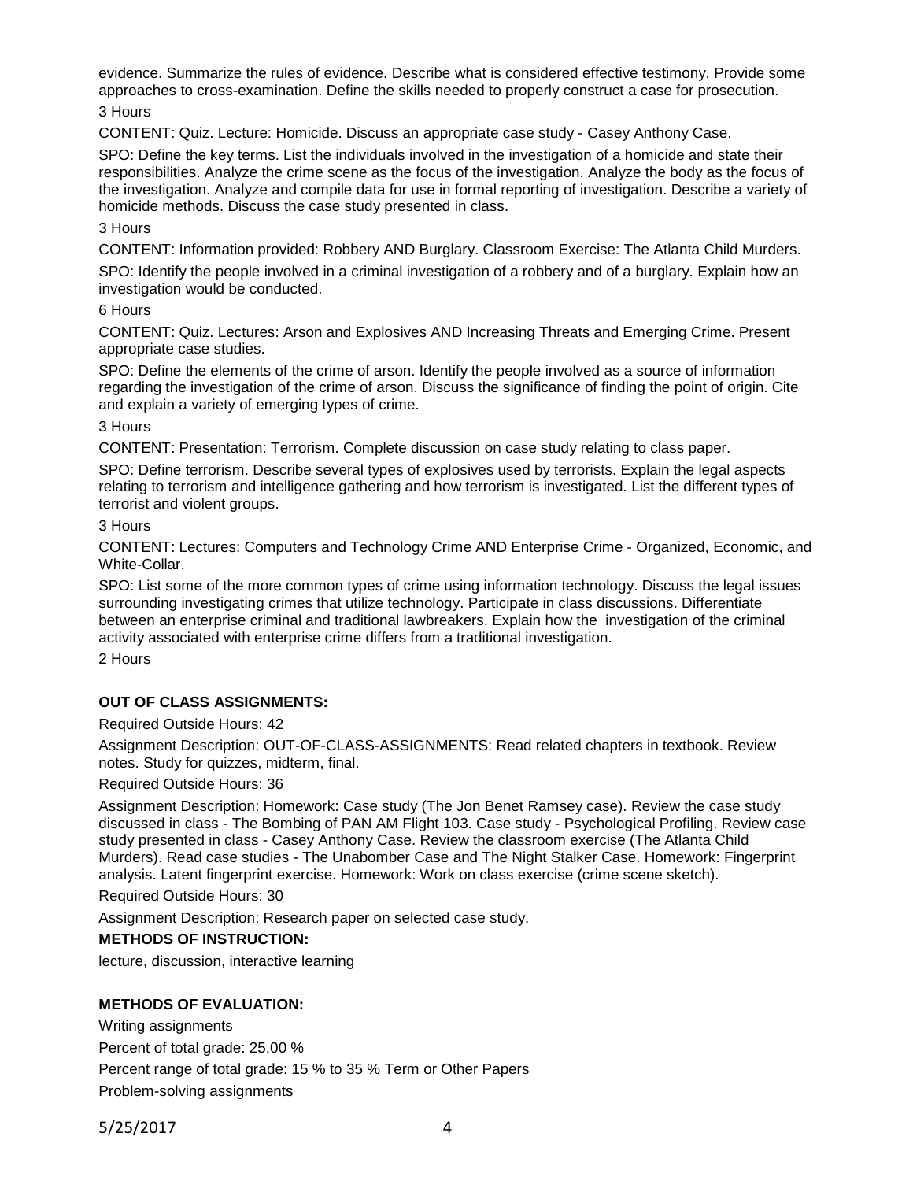evidence. Summarize the rules of evidence. Describe what is considered effective testimony. Provide some approaches to cross-examination. Define the skills needed to properly construct a case for prosecution.

3 Hours

CONTENT: Quiz. Lecture: Homicide. Discuss an appropriate case study - Casey Anthony Case.

SPO: Define the key terms. List the individuals involved in the investigation of a homicide and state their responsibilities. Analyze the crime scene as the focus of the investigation. Analyze the body as the focus of the investigation. Analyze and compile data for use in formal reporting of investigation. Describe a variety of homicide methods. Discuss the case study presented in class.

3 Hours

CONTENT: Information provided: Robbery AND Burglary. Classroom Exercise: The Atlanta Child Murders.

SPO: Identify the people involved in a criminal investigation of a robbery and of a burglary. Explain how an investigation would be conducted.

6 Hours

CONTENT: Quiz. Lectures: Arson and Explosives AND Increasing Threats and Emerging Crime. Present appropriate case studies.

SPO: Define the elements of the crime of arson. Identify the people involved as a source of information regarding the investigation of the crime of arson. Discuss the significance of finding the point of origin. Cite and explain a variety of emerging types of crime.

3 Hours

CONTENT: Presentation: Terrorism. Complete discussion on case study relating to class paper.

SPO: Define terrorism. Describe several types of explosives used by terrorists. Explain the legal aspects relating to terrorism and intelligence gathering and how terrorism is investigated. List the different types of terrorist and violent groups.

3 Hours

CONTENT: Lectures: Computers and Technology Crime AND Enterprise Crime - Organized, Economic, and White-Collar.

SPO: List some of the more common types of crime using information technology. Discuss the legal issues surrounding investigating crimes that utilize technology. Participate in class discussions. Differentiate between an enterprise criminal and traditional lawbreakers. Explain how the investigation of the criminal activity associated with enterprise crime differs from a traditional investigation.

2 Hours

**OUT OF CLASS ASSIGNMENTS:**

Required Outside Hours: 42

Assignment Description: OUT-OF-CLASS-ASSIGNMENTS: Read related chapters in textbook. Review notes. Study for quizzes, midterm, final.

Required Outside Hours: 36

Assignment Description: Homework: Case study (The Jon Benet Ramsey case). Review the case study discussed in class - The Bombing of PAN AM Flight 103. Case study - Psychological Profiling. Review case study presented in class - Casey Anthony Case. Review the classroom exercise (The Atlanta Child Murders). Read case studies - The Unabomber Case and The Night Stalker Case. Homework: Fingerprint analysis. Latent fingerprint exercise. Homework: Work on class exercise (crime scene sketch).

Required Outside Hours: 30

Assignment Description: Research paper on selected case study.

**METHODS OF INSTRUCTION:**

lecture, discussion, interactive learning

**METHODS OF EVALUATION:**

Writing assignments

Percent of total grade: 25.00 %

Percent range of total grade: 15 % to 35 % Term or Other Papers

Problem-solving assignments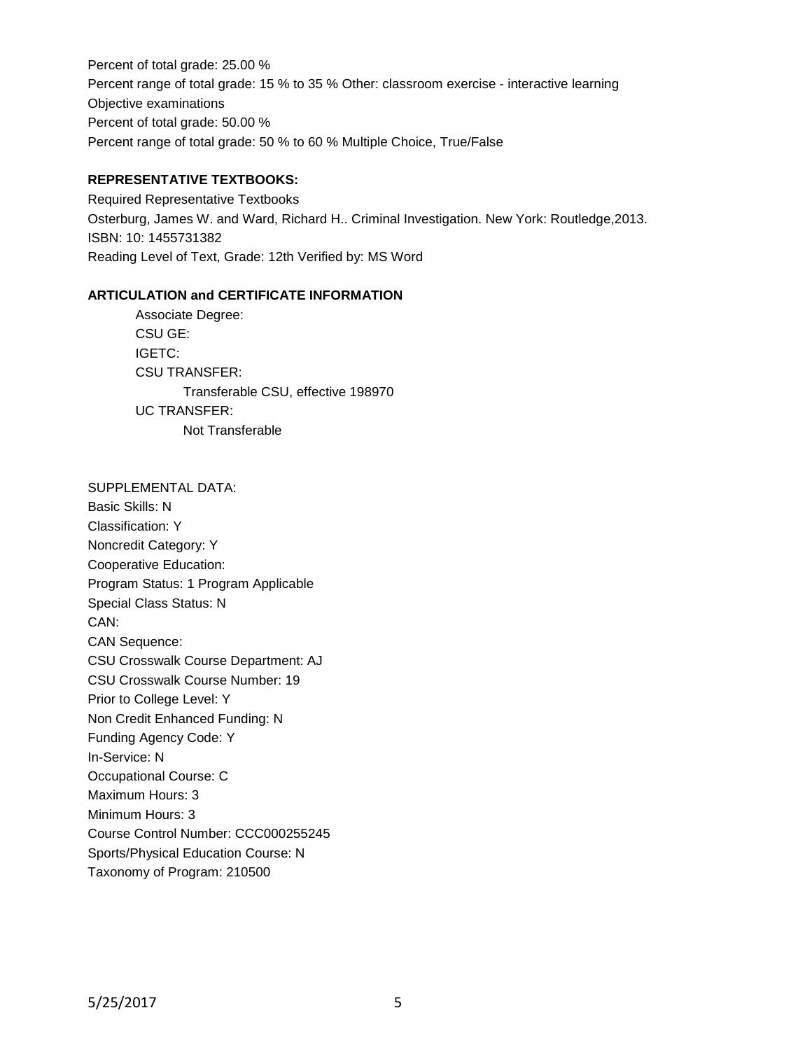Percent of total grade: 25.00 %
Percent range of total grade: 15 % to 35 % Other: classroom exercise - interactive learning
Objective examinations
Percent of total grade: 50.00 %
Percent range of total grade: 50 % to 60 % Multiple Choice, True/False

**REPRESENTATIVE TEXTBOOKS:**

Required Representative Textbooks
Osterburg, James W. and Ward, Richard H.. Criminal Investigation. New York: Routledge,2013.
ISBN: 10: 1455731382
Reading Level of Text, Grade: 12th Verified by: MS Word

**ARTICULATION and CERTIFICATE INFORMATION**

Associate Degree:
CSU GE:
IGETC:
CSU TRANSFER:
Transferable CSU, effective 198970
UC TRANSFER:
Not Transferable

SUPPLEMENTAL DATA:
Basic Skills: N
Classification: Y
Noncredit Category: Y
Cooperative Education:
Program Status: 1 Program Applicable
Special Class Status: N
CAN:
CAN Sequence:
CSU Crosswalk Course Department: AJ
CSU Crosswalk Course Number: 19
Prior to College Level: Y
Non Credit Enhanced Funding: N
Funding Agency Code: Y
In-Service: N
Occupational Course: C
Maximum Hours: 3
Minimum Hours: 3
Course Control Number: CCC000255245
Sports/Physical Education Course: N
Taxonomy of Program: 210500